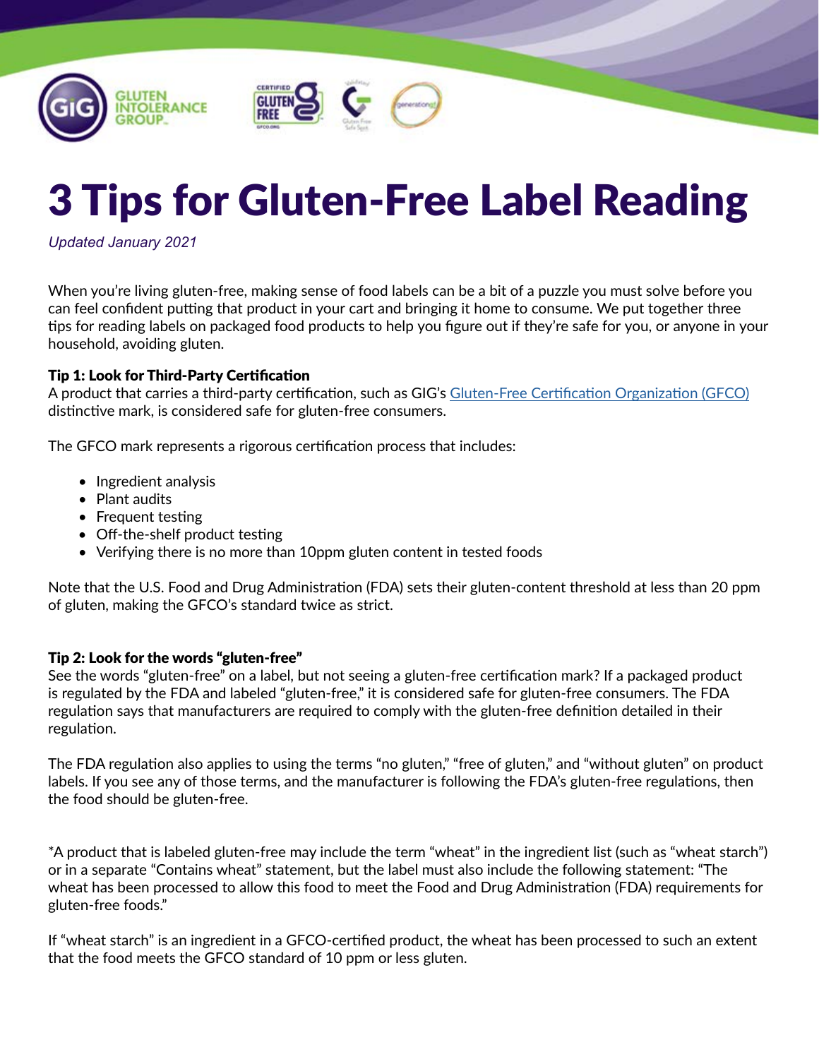# 3 Tips for Gluten-Free Label Reading

*Updated January 2021*

When you're living gluten-free, making sense of food labels can be a bit of a puzzle you must solve before you can feel confident putting that product in your cart and bringing it home to consume. We put together three tips for reading labels on packaged food products to help you figure out if they're safe for you, or anyone in your household, avoiding gluten.

### Tip 1: Look for Third-Party Certification

A product that carries a third-party certification, such as GIG's Gluten-Free Certification Organization (GFCO) distinctive mark, is considered safe for gluten-free consumers.

The GFCO mark represents a rigorous certification process that includes:

- Ingredient analysis
- Plant audits
- Frequent testing
- Off-the-shelf product testing
- Verifying there is no more than 10ppm gluten content in tested foods

Note that the U.S. Food and Drug Administration (FDA) sets their gluten-content threshold at less than 20 ppm of gluten, making the GFCO's standard twice as strict.

### Tip 2: Look for the words "gluten-free"

See the words "gluten-free" on a label, but not seeing a gluten-free certification mark? If a packaged product is regulated by the FDA and labeled "gluten-free," it is considered safe for gluten-free consumers. The FDA regulation says that manufacturers are required to comply with the gluten-free definition detailed in their regulation.

The FDA regulation also applies to using the terms "no gluten," "free of gluten," and "without gluten" on product labels. If you see any of those terms, and the manufacturer is following the FDA's gluten-free regulations, then the food should be gluten-free.

*A product that is labeled gluten-free may include the term "wheat" in the ingredient list (such as "wheat starch") or in a separate "Contains wheat" statement, but the label must also include the following statement: "The wheat has been processed to allow this food to meet the Food and Drug Administration (FDA) requirements for gluten-free foods."

If "wheat starch" is an ingredient in a GFCO-certified product, the wheat has been processed to such an extent that the food meets the GFCO standard of 10 ppm or less gluten.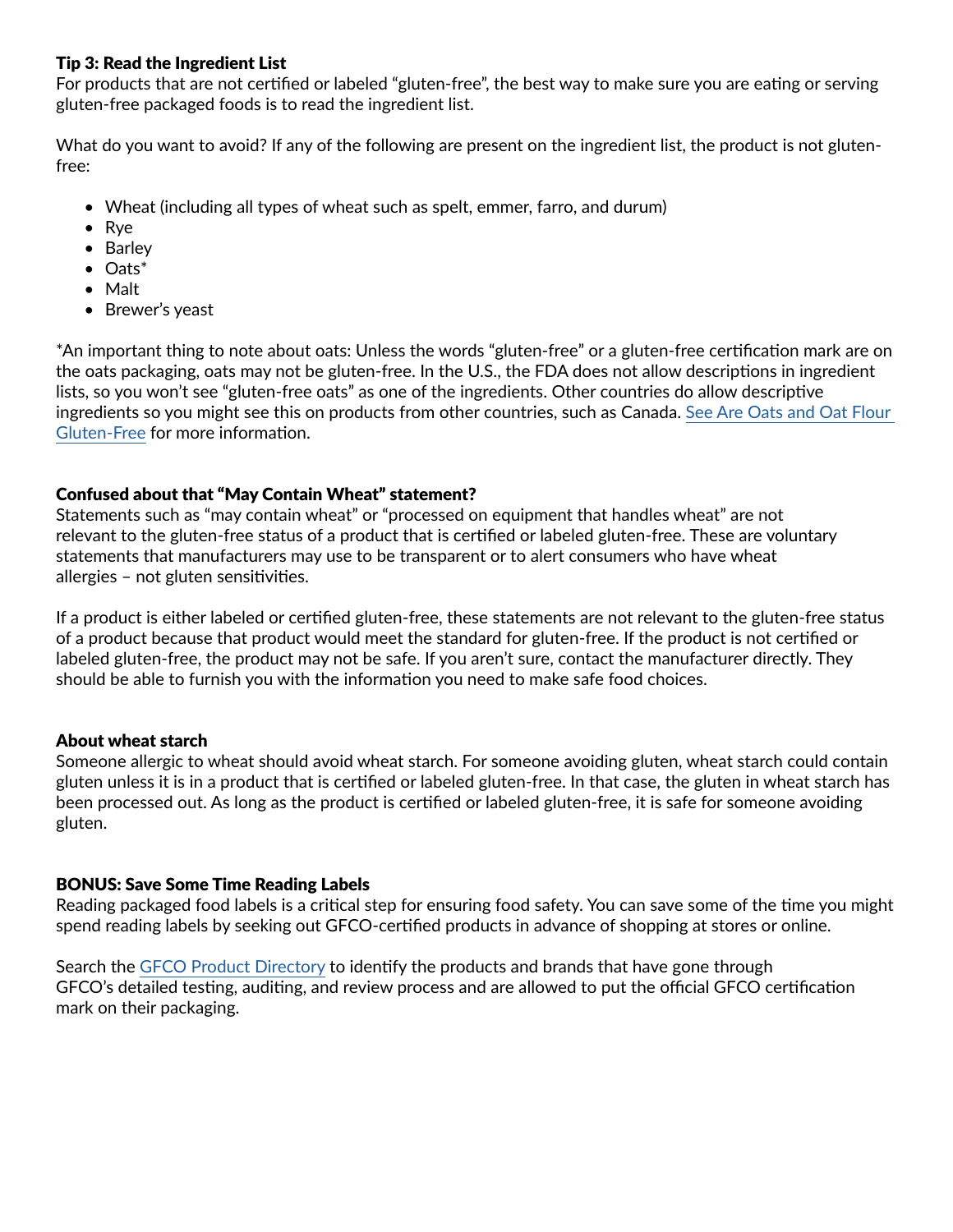### Tip 3: Read the Ingredient List

For products that are not certified or labeled “gluten-free”, the best way to make sure you are eating or serving gluten-free packaged foods is to read the ingredient list.

What do you want to avoid? If any of the following are present on the ingredient list, the product is not gluten-free:

- Wheat (including all types of wheat such as spelt, emmer, farro, and durum)
- Rye
- Barley
- Oats*
- Malt
- Brewer’s yeast

*An important thing to note about oats: Unless the words “gluten-free” or a gluten-free certification mark are on the oats packaging, oats may not be gluten-free. In the U.S., the FDA does not allow descriptions in ingredient lists, so you won’t see “gluten-free oats” as one of the ingredients. Other countries do allow descriptive ingredients so you might see this on products from other countries, such as Canada. See Are Oats and Oat Flour Gluten-Free for more information.

### Confused about that “May Contain Wheat” statement?

Statements such as “may contain wheat” or “processed on equipment that handles wheat” are not relevant to the gluten-free status of a product that is certified or labeled gluten-free. These are voluntary statements that manufacturers may use to be transparent or to alert consumers who have wheat allergies – not gluten sensitivities.

If a product is either labeled or certified gluten-free, these statements are not relevant to the gluten-free status of a product because that product would meet the standard for gluten-free. If the product is not certified or labeled gluten-free, the product may not be safe. If you aren’t sure, contact the manufacturer directly. They should be able to furnish you with the information you need to make safe food choices.

### About wheat starch

Someone allergic to wheat should avoid wheat starch. For someone avoiding gluten, wheat starch could contain gluten unless it is in a product that is certified or labeled gluten-free. In that case, the gluten in wheat starch has been processed out. As long as the product is certified or labeled gluten-free, it is safe for someone avoiding gluten.

### BONUS: Save Some Time Reading Labels

Reading packaged food labels is a critical step for ensuring food safety. You can save some of the time you might spend reading labels by seeking out GFCO-certified products in advance of shopping at stores or online.

Search the GFCO Product Directory to identify the products and brands that have gone through GFCO’s detailed testing, auditing, and review process and are allowed to put the official GFCO certification mark on their packaging.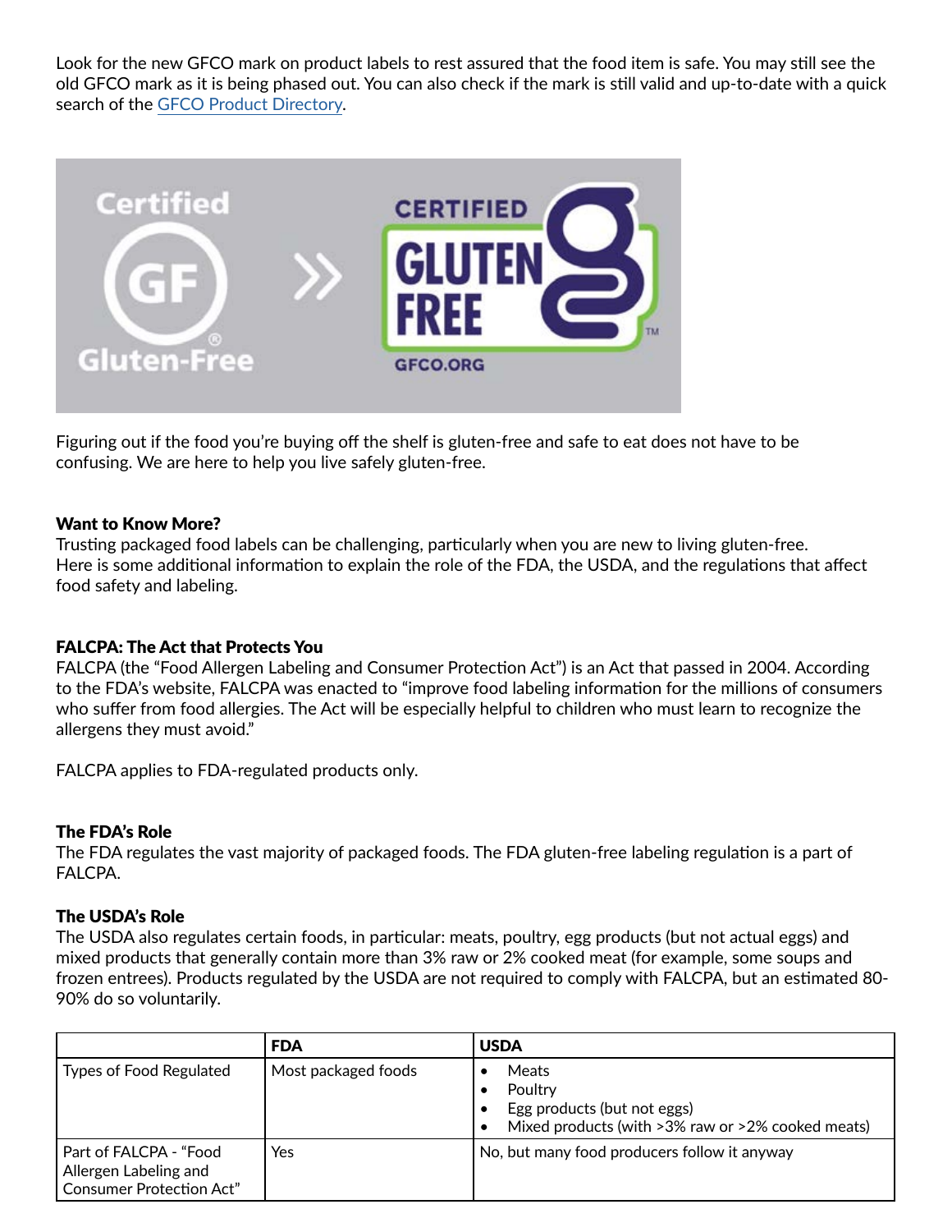Look for the new GFCO mark on product labels to rest assured that the food item is safe. You may still see the old GFCO mark as it is being phased out. You can also check if the mark is still valid and up-to-date with a quick search of the GFCO Product Directory.

Figuring out if the food you're buying off the shelf is gluten-free and safe to eat does not have to be confusing. We are here to help you live safely gluten-free.

**Want to Know More?**
Trusting packaged food labels can be challenging, particularly when you are new to living gluten-free. Here is some additional information to explain the role of the FDA, the USDA, and the regulations that affect food safety and labeling.

**FALCPA: The Act that Protects You**
FALCPA (the "Food Allergen Labeling and Consumer Protection Act") is an Act that passed in 2004. According to the FDA's website, FALCPA was enacted to "improve food labeling information for the millions of consumers who suffer from food allergies. The Act will be especially helpful to children who must learn to recognize the allergens they must avoid."

FALCPA applies to FDA-regulated products only.

**The FDA's Role**
The FDA regulates the vast majority of packaged foods. The FDA gluten-free labeling regulation is a part of FALCPA.

**The USDA's Role**
The USDA also regulates certain foods, in particular: meats, poultry, egg products (but not actual eggs) and mixed products that generally contain more than 3% raw or 2% cooked meat (for example, some soups and frozen entrees). Products regulated by the USDA are not required to comply with FALCPA, but an estimated 80-90% do so voluntarily.

| | **FDA** | **USDA** |
|---|---|---|
| Types of Food Regulated | Most packaged foods | • Meats<br>• Poultry<br>• Egg products (but not eggs)<br>• Mixed products (with >3% raw or >2% cooked meats) |
| Part of FALCPA - "Food Allergen Labeling and Consumer Protection Act" | Yes | No, but many food producers follow it anyway |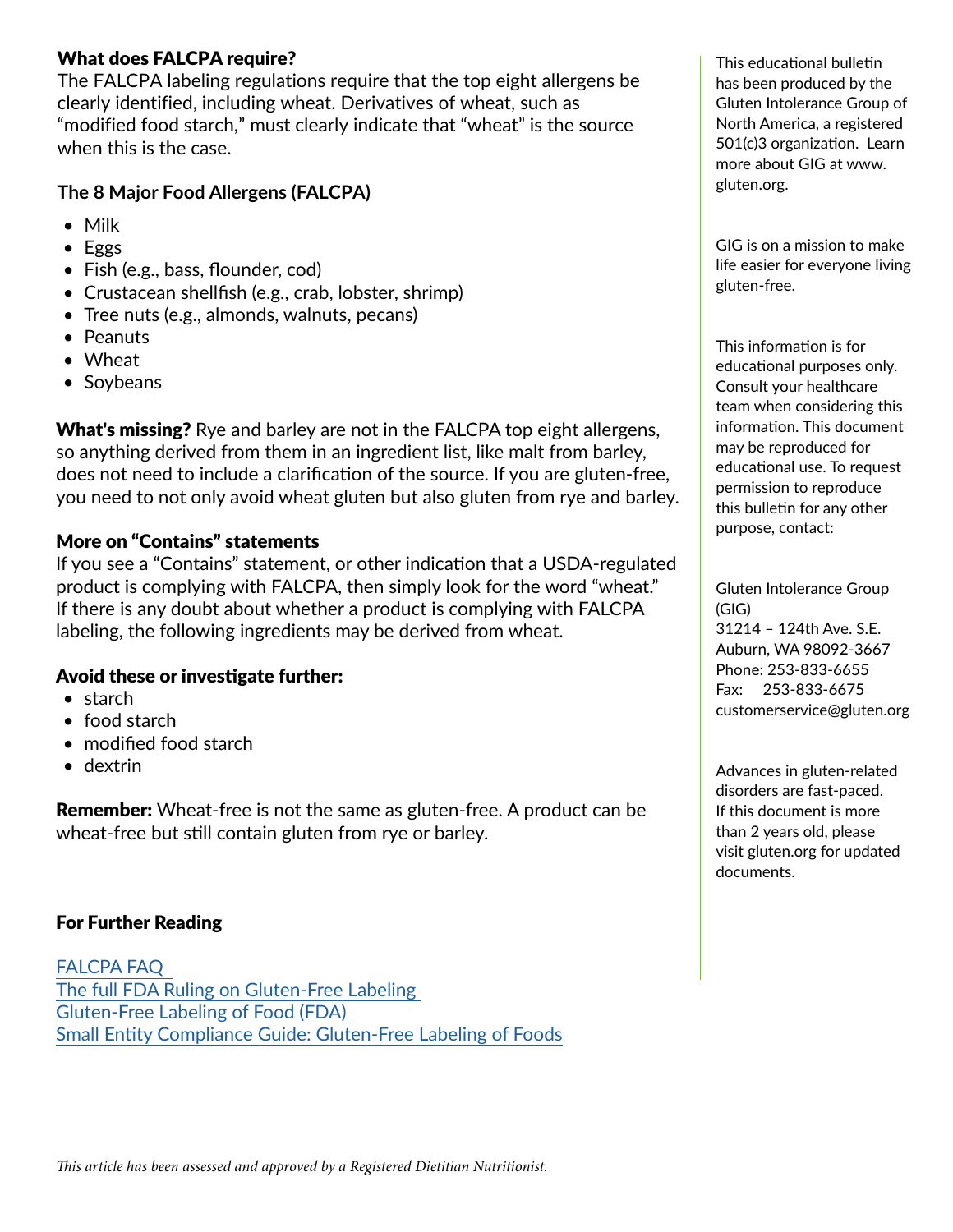### What does FALCPA require?

The FALCPA labeling regulations require that the top eight allergens be clearly identified, including wheat. Derivatives of wheat, such as "modified food starch," must clearly indicate that "wheat" is the source when this is the case.

### The 8 Major Food Allergens (FALCPA)

- Milk
- Eggs
- Fish (e.g., bass, flounder, cod)
- Crustacean shellfish (e.g., crab, lobster, shrimp)
- Tree nuts (e.g., almonds, walnuts, pecans)
- Peanuts
- Wheat
- Soybeans

**What's missing?** Rye and barley are not in the FALCPA top eight allergens, so anything derived from them in an ingredient list, like malt from barley, does not need to include a clarification of the source. If you are gluten-free, you need to not only avoid wheat gluten but also gluten from rye and barley.

### More on "Contains" statements

If you see a "Contains" statement, or other indication that a USDA-regulated product is complying with FALCPA, then simply look for the word "wheat." If there is any doubt about whether a product is complying with FALCPA labeling, the following ingredients may be derived from wheat.

### Avoid these or investigate further:

- starch
- food starch
- modified food starch
- dextrin

**Remember:** Wheat-free is not the same as gluten-free. A product can be wheat-free but still contain gluten from rye or barley.

### For Further Reading

FALCPA FAQ
The full FDA Ruling on Gluten-Free Labeling
Gluten-Free Labeling of Food (FDA)
Small Entity Compliance Guide: Gluten-Free Labeling of Foods

*This article has been assessed and approved by a Registered Dietitian Nutritionist.*

This educational bulletin has been produced by the Gluten Intolerance Group of North America, a registered 501(c)3 organization. Learn more about GIG at www.gluten.org.

GIG is on a mission to make life easier for everyone living gluten-free.

This information is for educational purposes only. Consult your healthcare team when considering this information. This document may be reproduced for educational use. To request permission to reproduce this bulletin for any other purpose, contact:

Gluten Intolerance Group (GIG)
31214 – 124th Ave. S.E.
Auburn, WA 98092-3667
Phone: 253-833-6655
Fax: 253-833-6675
customerservice@gluten.org

Advances in gluten-related disorders are fast-paced. If this document is more than 2 years old, please visit gluten.org for updated documents.